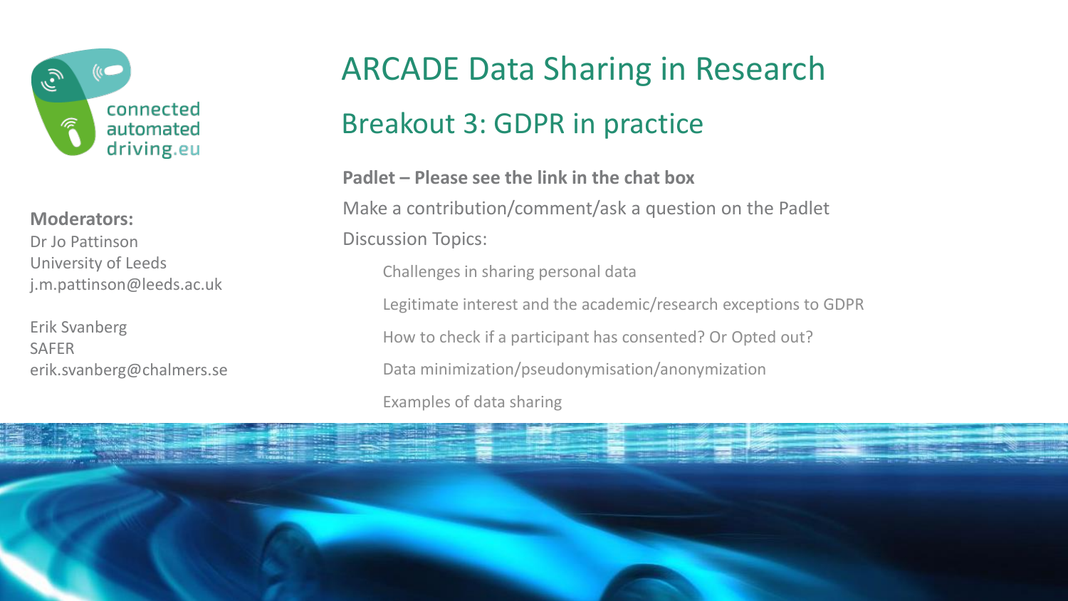# ARCADE Data Sharing in Research

## Breakout 3: GDPR in practice

**Padlet – Please see the link in the chat box**

Make a contribution/comment/ask a question on the Padlet

Discussion Topics:

- Challenges in sharing personal data
- Legitimate interest and the academic/research exceptions to GDPR
- How to check if a participant has consented? Or Opted out?
- Data minimization/pseudonymisation/anonymization
- Examples of data sharing

**Moderators:**

Dr Jo Pattinson
University of Leeds
j.m.pattinson@leeds.ac.uk

Erik Svanberg
SAFER
erik.svanberg@chalmers.se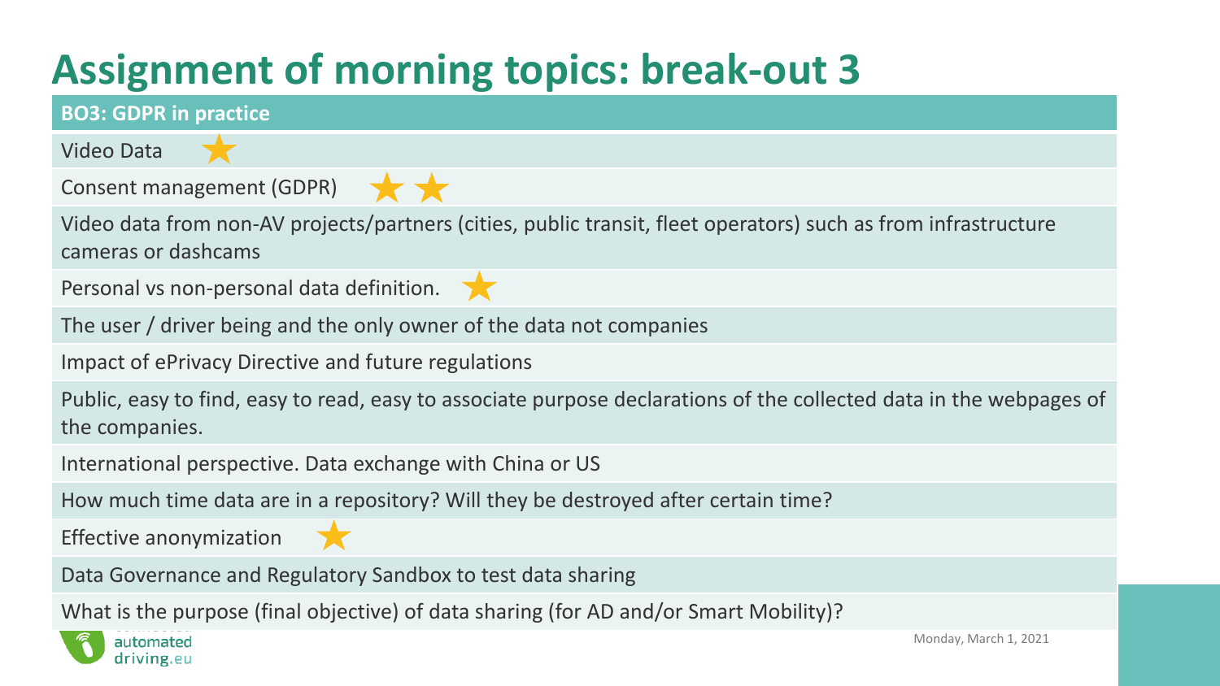# Assignment of morning topics: break-out 3

| BO3: GDPR in practice |
| --- |
| Video Data ★ |
| Consent management (GDPR) ★ ★ |
| Video data from non-AV projects/partners (cities, public transit, fleet operators) such as from infrastructure cameras or dashcams |
| Personal vs non-personal data definition. ★ |
| The user / driver being and the only owner of the data not companies |
| Impact of ePrivacy Directive and future regulations |
| Public, easy to find, easy to read, easy to associate purpose declarations of the collected data in the webpages of the companies. |
| International perspective. Data exchange with China or US |
| How much time data are in a repository? Will they be destroyed after certain time? |
| Effective anonymization ★ |
| Data Governance and Regulatory Sandbox to test data sharing |
| What is the purpose (final objective) of data sharing (for AD and/or Smart Mobility)? |

Monday, March 1, 2021